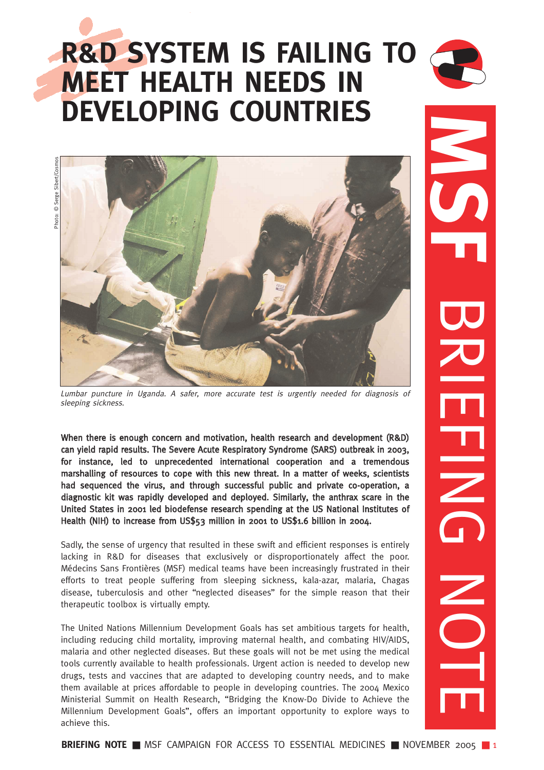# R&D SYSTEM IS FAILING TO MEET HEALTH NEEDS IN DEVELOPING COUNTRIES

Photo: © Serge Sibert/Cosmos

*Lumbar puncture in Uganda. A safer, more accurate test is urgently needed for diagnosis of sleeping sickness.*

**When there is enough concern and motivation, health research and development (R&D) can yield rapid results. The Severe Acute Respiratory Syndrome (SARS) outbreak in 2003, for instance, led to unprecedented international cooperation and a tremendous marshalling of resources to cope with this new threat. In a matter of weeks, scientists had sequenced the virus, and through successful public and private co-operation, a diagnostic kit was rapidly developed and deployed. Similarly, the anthrax scare in the United States in 2001 led biodefense research spending at the US National Institutes of Health (NIH) to increase from US$53 million in 2001 to US$1.6 billion in 2004.**

Sadly, the sense of urgency that resulted in these swift and efficient responses is entirely lacking in R&D for diseases that exclusively or disproportionately affect the poor. Médecins Sans Frontières (MSF) medical teams have been increasingly frustrated in their efforts to treat people suffering from sleeping sickness, kala-azar, malaria, Chagas disease, tuberculosis and other "neglected diseases" for the simple reason that their therapeutic toolbox is virtually empty.

The United Nations Millennium Development Goals has set ambitious targets for health, including reducing child mortality, improving maternal health, and combating HIV/AIDS, malaria and other neglected diseases. But these goals will not be met using the medical tools currently available to health professionals. Urgent action is needed to develop new drugs, tests and vaccines that are adapted to developing country needs, and to make them available at prices affordable to people in developing countries. The 2004 Mexico Ministerial Summit on Health Research, "Bridging the Know-Do Divide to Achieve the Millennium Development Goals", offers an important opportunity to explore ways to achieve this.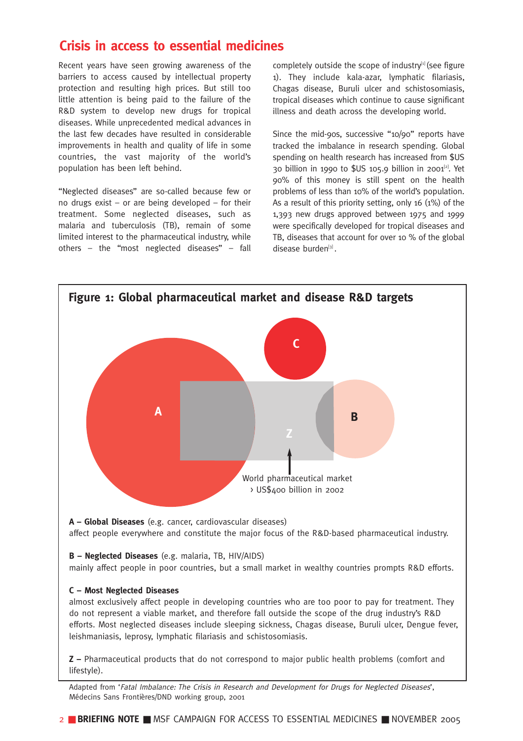## Crisis in access to essential medicines

Recent years have seen growing awareness of the barriers to access caused by intellectual property protection and resulting high prices. But still too little attention is being paid to the failure of the R&D system to develop new drugs for tropical diseases. While unprecedented medical advances in the last few decades have resulted in considerable improvements in health and quality of life in some countries, the vast majority of the world's population has been left behind.

"Neglected diseases" are so-called because few or no drugs exist – or are being developed – for their treatment. Some neglected diseases, such as malaria and tuberculosis (TB), remain of some limited interest to the pharmaceutical industry, while others – the "most neglected diseases" – fall completely outside the scope of industry[1] (see figure 1). They include kala-azar, lymphatic filariasis, Chagas disease, Buruli ulcer and schistosomiasis, tropical diseases which continue to cause significant illness and death across the developing world.

Since the mid-90s, successive "10/90" reports have tracked the imbalance in research spending. Global spending on health research has increased from $US 30 billion in 1990 to $US 105.9 billion in 2001[2]. Yet 90% of this money is still spent on the health problems of less than 10% of the world's population. As a result of this priority setting, only 16 (1%) of the 1,393 new drugs approved between 1975 and 1999 were specifically developed for tropical diseases and TB, diseases that account for over 10 % of the global disease burden[3].

### Figure 1: Global pharmaceutical market and disease R&D targets

C

A

B

Z

World pharmaceutical market
› US$400 billion in 2002

**A – Global Diseases** (e.g. cancer, cardiovascular diseases)
affect people everywhere and constitute the major focus of the R&D-based pharmaceutical industry.

**B – Neglected Diseases** (e.g. malaria, TB, HIV/AIDS)
mainly affect people in poor countries, but a small market in wealthy countries prompts R&D efforts.

**C – Most Neglected Diseases**
almost exclusively affect people in developing countries who are too poor to pay for treatment. They do not represent a viable market, and therefore fall outside the scope of the drug industry's R&D efforts. Most neglected diseases include sleeping sickness, Chagas disease, Buruli ulcer, Dengue fever, leishmaniasis, leprosy, lymphatic filariasis and schistosomiasis.

**Z –** Pharmaceutical products that do not correspond to major public health problems (comfort and lifestyle).

Adapted from '*Fatal Imbalance: The Crisis in Research and Development for Drugs for Neglected Diseases*', Médecins Sans Frontières/DND working group, 2001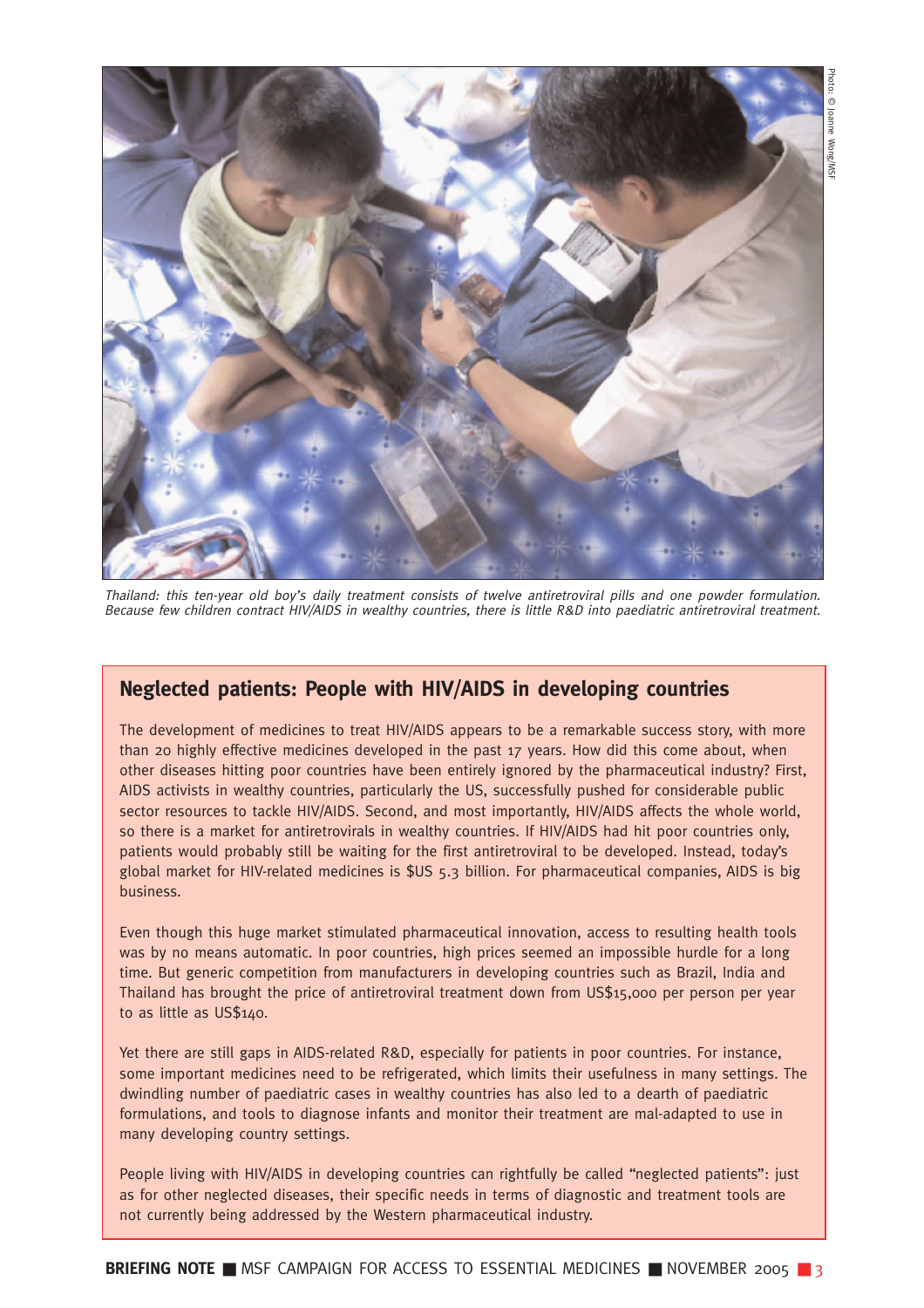Photo: © Joanne Wong/MSF

*Thailand: this ten-year old boy's daily treatment consists of twelve antiretroviral pills and one powder formulation. Because few children contract HIV/AIDS in wealthy countries, there is little R&D into paediatric antiretroviral treatment.*

## Neglected patients: People with HIV/AIDS in developing countries

The development of medicines to treat HIV/AIDS appears to be a remarkable success story, with more than 20 highly effective medicines developed in the past 17 years. How did this come about, when other diseases hitting poor countries have been entirely ignored by the pharmaceutical industry? First, AIDS activists in wealthy countries, particularly the US, successfully pushed for considerable public sector resources to tackle HIV/AIDS. Second, and most importantly, HIV/AIDS affects the whole world, so there is a market for antiretrovirals in wealthy countries. If HIV/AIDS had hit poor countries only, patients would probably still be waiting for the first antiretroviral to be developed. Instead, today's global market for HIV-related medicines is $US 5.3 billion. For pharmaceutical companies, AIDS is big business.

Even though this huge market stimulated pharmaceutical innovation, access to resulting health tools was by no means automatic. In poor countries, high prices seemed an impossible hurdle for a long time. But generic competition from manufacturers in developing countries such as Brazil, India and Thailand has brought the price of antiretroviral treatment down from US$15,000 per person per year to as little as US$140.

Yet there are still gaps in AIDS-related R&D, especially for patients in poor countries. For instance, some important medicines need to be refrigerated, which limits their usefulness in many settings. The dwindling number of paediatric cases in wealthy countries has also led to a dearth of paediatric formulations, and tools to diagnose infants and monitor their treatment are mal-adapted to use in many developing country settings.

People living with HIV/AIDS in developing countries can rightfully be called "neglected patients": just as for other neglected diseases, their specific needs in terms of diagnostic and treatment tools are not currently being addressed by the Western pharmaceutical industry.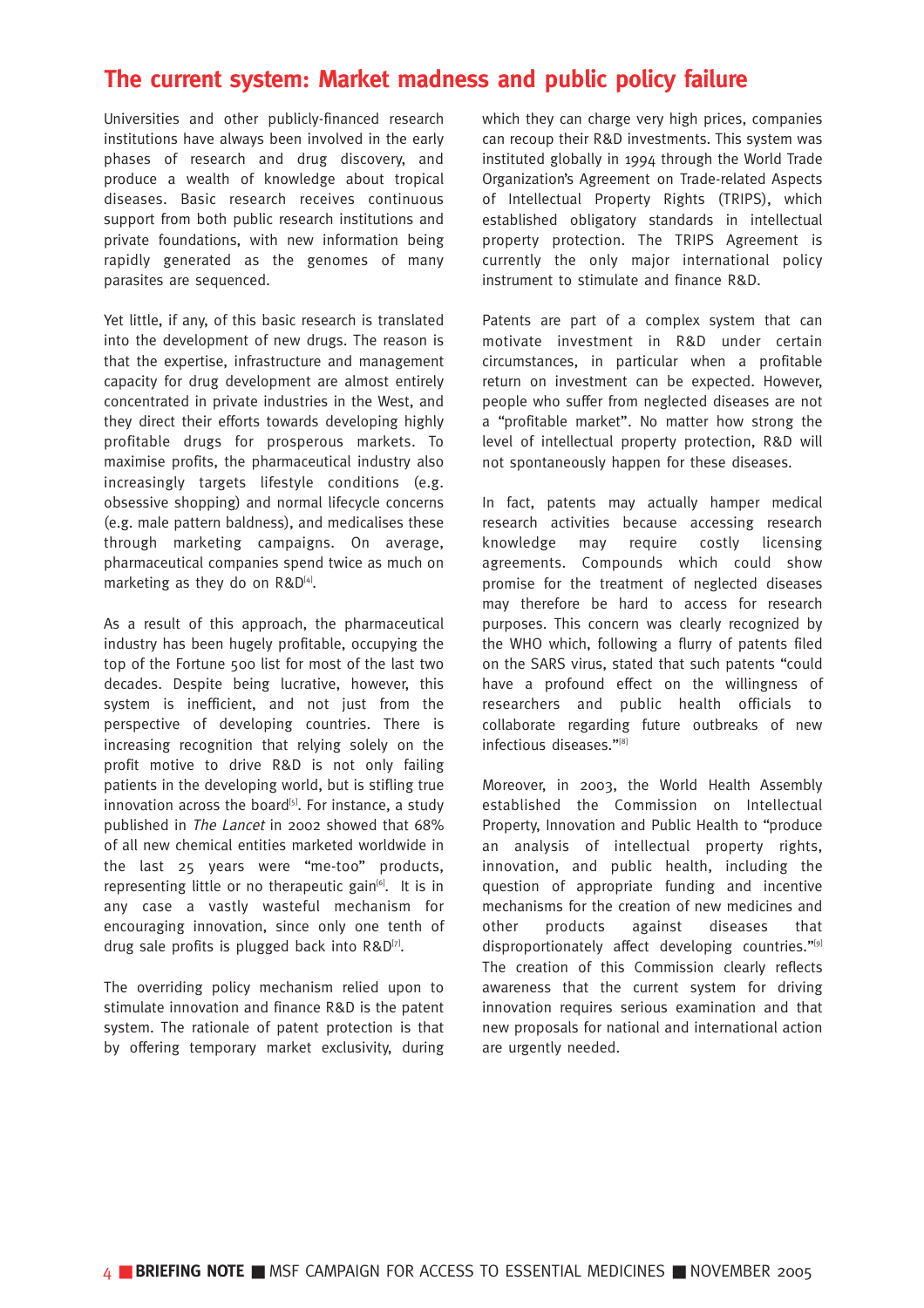# The current system: Market madness and public policy failure

Universities and other publicly-financed research institutions have always been involved in the early phases of research and drug discovery, and produce a wealth of knowledge about tropical diseases. Basic research receives continuous support from both public research institutions and private foundations, with new information being rapidly generated as the genomes of many parasites are sequenced.

Yet little, if any, of this basic research is translated into the development of new drugs. The reason is that the expertise, infrastructure and management capacity for drug development are almost entirely concentrated in private industries in the West, and they direct their efforts towards developing highly profitable drugs for prosperous markets. To maximise profits, the pharmaceutical industry also increasingly targets lifestyle conditions (e.g. obsessive shopping) and normal lifecycle concerns (e.g. male pattern baldness), and medicalises these through marketing campaigns. On average, pharmaceutical companies spend twice as much on marketing as they do on R&D[4].

As a result of this approach, the pharmaceutical industry has been hugely profitable, occupying the top of the Fortune 500 list for most of the last two decades. Despite being lucrative, however, this system is inefficient, and not just from the perspective of developing countries. There is increasing recognition that relying solely on the profit motive to drive R&D is not only failing patients in the developing world, but is stifling true innovation across the board[5]. For instance, a study published in *The Lancet* in 2002 showed that 68% of all new chemical entities marketed worldwide in the last 25 years were "me-too" products, representing little or no therapeutic gain[6]. It is in any case a vastly wasteful mechanism for encouraging innovation, since only one tenth of drug sale profits is plugged back into R&D[7].

The overriding policy mechanism relied upon to stimulate innovation and finance R&D is the patent system. The rationale of patent protection is that by offering temporary market exclusivity, during which they can charge very high prices, companies can recoup their R&D investments. This system was instituted globally in 1994 through the World Trade Organization's Agreement on Trade-related Aspects of Intellectual Property Rights (TRIPS), which established obligatory standards in intellectual property protection. The TRIPS Agreement is currently the only major international policy instrument to stimulate and finance R&D.

Patents are part of a complex system that can motivate investment in R&D under certain circumstances, in particular when a profitable return on investment can be expected. However, people who suffer from neglected diseases are not a "profitable market". No matter how strong the level of intellectual property protection, R&D will not spontaneously happen for these diseases.

In fact, patents may actually hamper medical research activities because accessing research knowledge may require costly licensing agreements. Compounds which could show promise for the treatment of neglected diseases may therefore be hard to access for research purposes. This concern was clearly recognized by the WHO which, following a flurry of patents filed on the SARS virus, stated that such patents "could have a profound effect on the willingness of researchers and public health officials to collaborate regarding future outbreaks of new infectious diseases."[8]

Moreover, in 2003, the World Health Assembly established the Commission on Intellectual Property, Innovation and Public Health to "produce an analysis of intellectual property rights, innovation, and public health, including the question of appropriate funding and incentive mechanisms for the creation of new medicines and other products against diseases that disproportionately affect developing countries."[9] The creation of this Commission clearly reflects awareness that the current system for driving innovation requires serious examination and that new proposals for national and international action are urgently needed.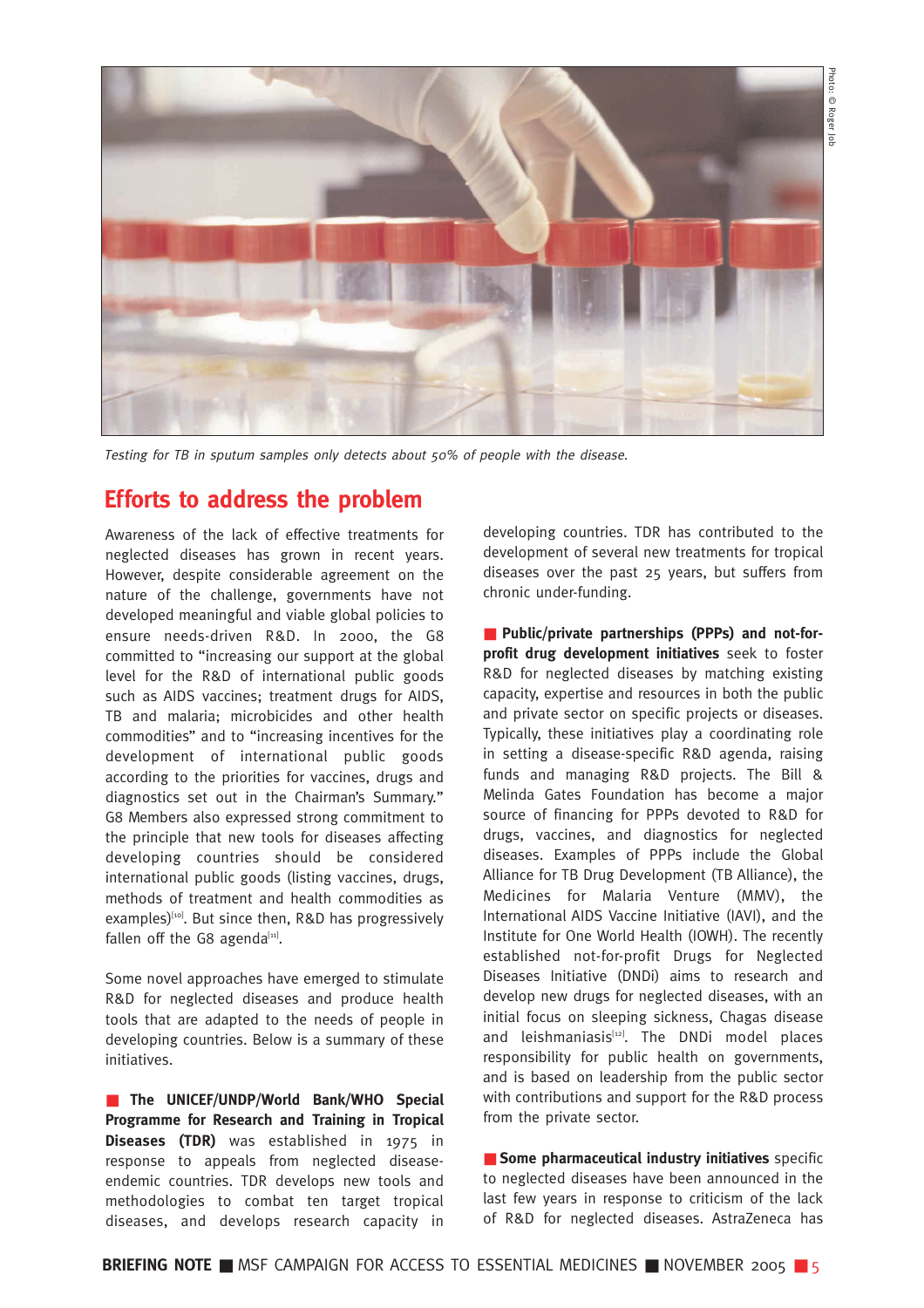*Testing for TB in sputum samples only detects about 50% of people with the disease.*

## Efforts to address the problem

Awareness of the lack of effective treatments for neglected diseases has grown in recent years. However, despite considerable agreement on the nature of the challenge, governments have not developed meaningful and viable global policies to ensure needs-driven R&D. In 2000, the G8 committed to "increasing our support at the global level for the R&D of international public goods such as AIDS vaccines; treatment drugs for AIDS, TB and malaria; microbicides and other health commodities" and to "increasing incentives for the development of international public goods according to the priorities for vaccines, drugs and diagnostics set out in the Chairman's Summary." G8 Members also expressed strong commitment to the principle that new tools for diseases affecting developing countries should be considered international public goods (listing vaccines, drugs, methods of treatment and health commodities as examples)[10]. But since then, R&D has progressively fallen off the G8 agenda[11].

Some novel approaches have emerged to stimulate R&D for neglected diseases and produce health tools that are adapted to the needs of people in developing countries. Below is a summary of these initiatives.

■ **The UNICEF/UNDP/World Bank/WHO Special Programme for Research and Training in Tropical Diseases (TDR)** was established in 1975 in response to appeals from neglected disease-endemic countries. TDR develops new tools and methodologies to combat ten target tropical diseases, and develops research capacity in developing countries. TDR has contributed to the development of several new treatments for tropical diseases over the past 25 years, but suffers from chronic under-funding.

■ **Public/private partnerships (PPPs) and not-for-profit drug development initiatives** seek to foster R&D for neglected diseases by matching existing capacity, expertise and resources in both the public and private sector on specific projects or diseases. Typically, these initiatives play a coordinating role in setting a disease-specific R&D agenda, raising funds and managing R&D projects. The Bill & Melinda Gates Foundation has become a major source of financing for PPPs devoted to R&D for drugs, vaccines, and diagnostics for neglected diseases. Examples of PPPs include the Global Alliance for TB Drug Development (TB Alliance), the Medicines for Malaria Venture (MMV), the International AIDS Vaccine Initiative (IAVI), and the Institute for One World Health (IOWH). The recently established not-for-profit Drugs for Neglected Diseases Initiative (DNDi) aims to research and develop new drugs for neglected diseases, with an initial focus on sleeping sickness, Chagas disease and leishmaniasis[12]. The DNDi model places responsibility for public health on governments, and is based on leadership from the public sector with contributions and support for the R&D process from the private sector.

■ **Some pharmaceutical industry initiatives** specific to neglected diseases have been announced in the last few years in response to criticism of the lack of R&D for neglected diseases. AstraZeneca has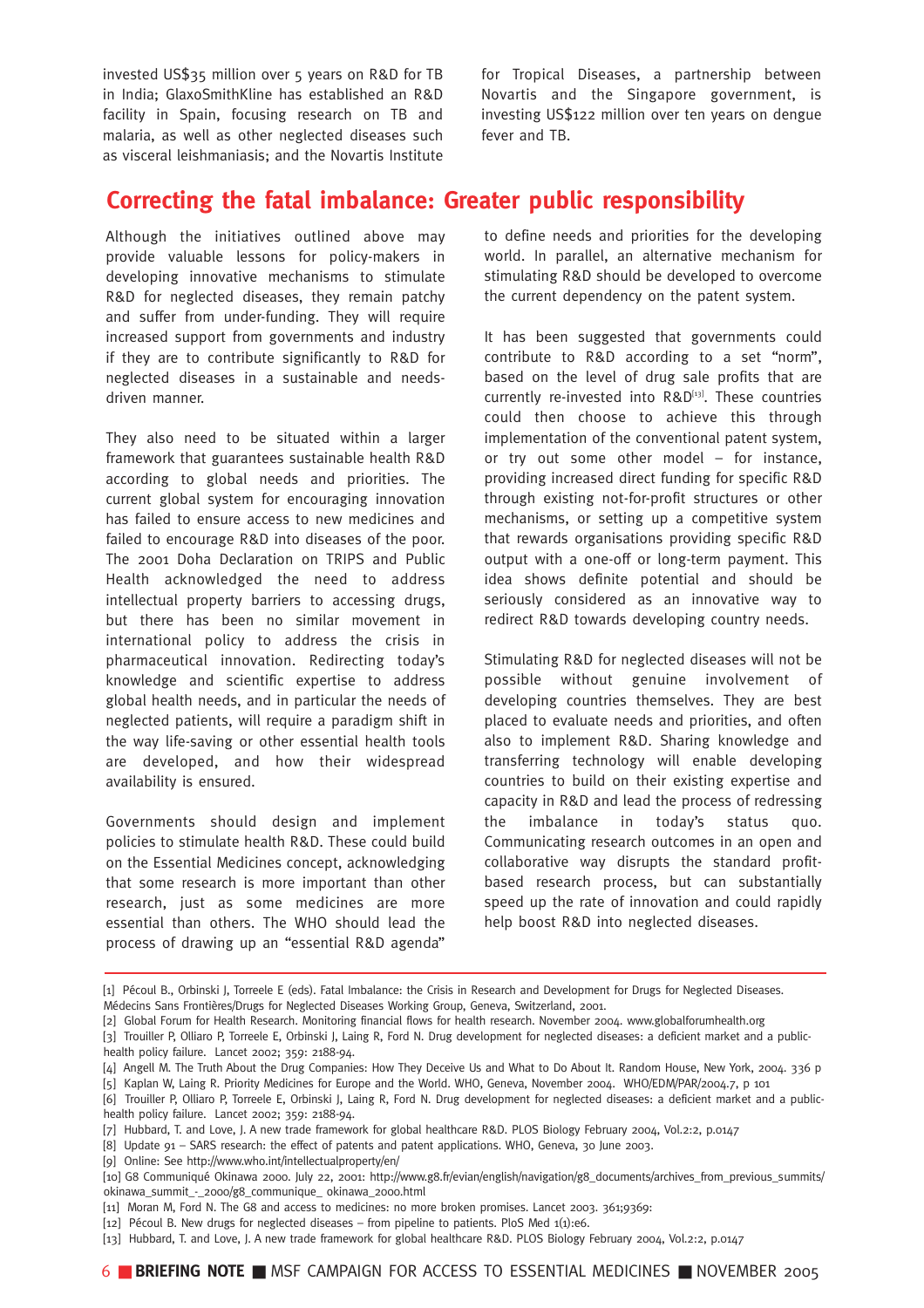invested US$35 million over 5 years on R&D for TB in India; GlaxoSmithKline has established an R&D facility in Spain, focusing research on TB and malaria, as well as other neglected diseases such as visceral leishmaniasis; and the Novartis Institute for Tropical Diseases, a partnership between Novartis and the Singapore government, is investing US$122 million over ten years on dengue fever and TB.

## Correcting the fatal imbalance: Greater public responsibility

Although the initiatives outlined above may provide valuable lessons for policy-makers in developing innovative mechanisms to stimulate R&D for neglected diseases, they remain patchy and suffer from under-funding. They will require increased support from governments and industry if they are to contribute significantly to R&D for neglected diseases in a sustainable and needs-driven manner.

They also need to be situated within a larger framework that guarantees sustainable health R&D according to global needs and priorities. The current global system for encouraging innovation has failed to ensure access to new medicines and failed to encourage R&D into diseases of the poor. The 2001 Doha Declaration on TRIPS and Public Health acknowledged the need to address intellectual property barriers to accessing drugs, but there has been no similar movement in international policy to address the crisis in pharmaceutical innovation. Redirecting today's knowledge and scientific expertise to address global health needs, and in particular the needs of neglected patients, will require a paradigm shift in the way life-saving or other essential health tools are developed, and how their widespread availability is ensured.

Governments should design and implement policies to stimulate health R&D. These could build on the Essential Medicines concept, acknowledging that some research is more important than other research, just as some medicines are more essential than others. The WHO should lead the process of drawing up an "essential R&D agenda" to define needs and priorities for the developing world. In parallel, an alternative mechanism for stimulating R&D should be developed to overcome the current dependency on the patent system.

It has been suggested that governments could contribute to R&D according to a set "norm", based on the level of drug sale profits that are currently re-invested into R&D[13]. These countries could then choose to achieve this through implementation of the conventional patent system, or try out some other model – for instance, providing increased direct funding for specific R&D through existing not-for-profit structures or other mechanisms, or setting up a competitive system that rewards organisations providing specific R&D output with a one-off or long-term payment. This idea shows definite potential and should be seriously considered as an innovative way to redirect R&D towards developing country needs.

Stimulating R&D for neglected diseases will not be possible without genuine involvement of developing countries themselves. They are best placed to evaluate needs and priorities, and often also to implement R&D. Sharing knowledge and transferring technology will enable developing countries to build on their existing expertise and capacity in R&D and lead the process of redressing the imbalance in today's status quo. Communicating research outcomes in an open and collaborative way disrupts the standard profit-based research process, but can substantially speed up the rate of innovation and could rapidly help boost R&D into neglected diseases.

---

[1] Pécoul B., Orbinski J, Torreele E (eds). Fatal Imbalance: the Crisis in Research and Development for Drugs for Neglected Diseases. Médecins Sans Frontières/Drugs for Neglected Diseases Working Group, Geneva, Switzerland, 2001.
[2] Global Forum for Health Research. Monitoring financial flows for health research. November 2004. www.globalforumhealth.org
[3] Trouiller P, Olliaro P, Torreele E, Orbinski J, Laing R, Ford N. Drug development for neglected diseases: a deficient market and a public-health policy failure. Lancet 2002; 359: 2188-94.
[4] Angell M. The Truth About the Drug Companies: How They Deceive Us and What to Do About It. Random House, New York, 2004. 336 p
[5] Kaplan W, Laing R. Priority Medicines for Europe and the World. WHO, Geneva, November 2004. WHO/EDM/PAR/2004.7, p 101
[6] Trouiller P, Olliaro P, Torreele E, Orbinski J, Laing R, Ford N. Drug development for neglected diseases: a deficient market and a public-health policy failure. Lancet 2002; 359: 2188-94.
[7] Hubbard, T. and Love, J. A new trade framework for global healthcare R&D. PLOS Biology February 2004, Vol.2:2, p.0147
[8] Update 91 – SARS research: the effect of patents and patent applications. WHO, Geneva, 30 June 2003.
[9] Online: See http://www.who.int/intellectualproperty/en/
[10] G8 Communiqué Okinawa 2000. July 22, 2001: http://www.g8.fr/evian/english/navigation/g8_documents/archives_from_previous_summits/okinawa_summit_-_2000/g8_communique_ okinawa_2000.html
[11] Moran M, Ford N. The G8 and access to medicines: no more broken promises. Lancet 2003. 361;9369:
[12] Pécoul B. New drugs for neglected diseases – from pipeline to patients. PloS Med 1(1):e6.
[13] Hubbard, T. and Love, J. A new trade framework for global healthcare R&D. PLOS Biology February 2004, Vol.2:2, p.0147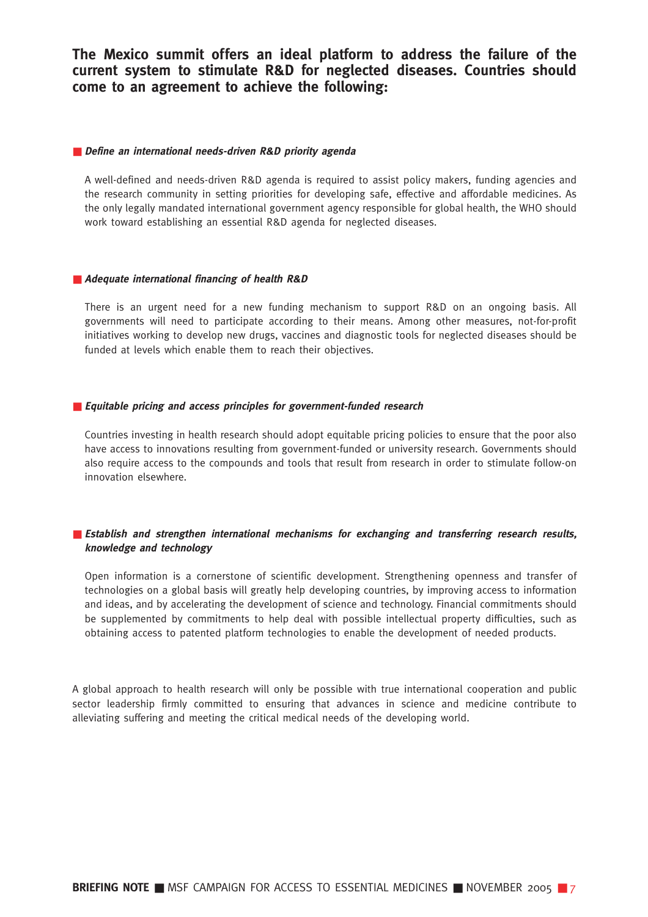## The Mexico summit offers an ideal platform to address the failure of the current system to stimulate R&D for neglected diseases. Countries should come to an agreement to achieve the following:

### *Define an international needs-driven R&D priority agenda*

A well-defined and needs-driven R&D agenda is required to assist policy makers, funding agencies and the research community in setting priorities for developing safe, effective and affordable medicines. As the only legally mandated international government agency responsible for global health, the WHO should work toward establishing an essential R&D agenda for neglected diseases.

### *Adequate international financing of health R&D*

There is an urgent need for a new funding mechanism to support R&D on an ongoing basis. All governments will need to participate according to their means. Among other measures, not-for-profit initiatives working to develop new drugs, vaccines and diagnostic tools for neglected diseases should be funded at levels which enable them to reach their objectives.

### *Equitable pricing and access principles for government-funded research*

Countries investing in health research should adopt equitable pricing policies to ensure that the poor also have access to innovations resulting from government-funded or university research. Governments should also require access to the compounds and tools that result from research in order to stimulate follow-on innovation elsewhere.

### *Establish and strengthen international mechanisms for exchanging and transferring research results, knowledge and technology*

Open information is a cornerstone of scientific development. Strengthening openness and transfer of technologies on a global basis will greatly help developing countries, by improving access to information and ideas, and by accelerating the development of science and technology. Financial commitments should be supplemented by commitments to help deal with possible intellectual property difficulties, such as obtaining access to patented platform technologies to enable the development of needed products.

A global approach to health research will only be possible with true international cooperation and public sector leadership firmly committed to ensuring that advances in science and medicine contribute to alleviating suffering and meeting the critical medical needs of the developing world.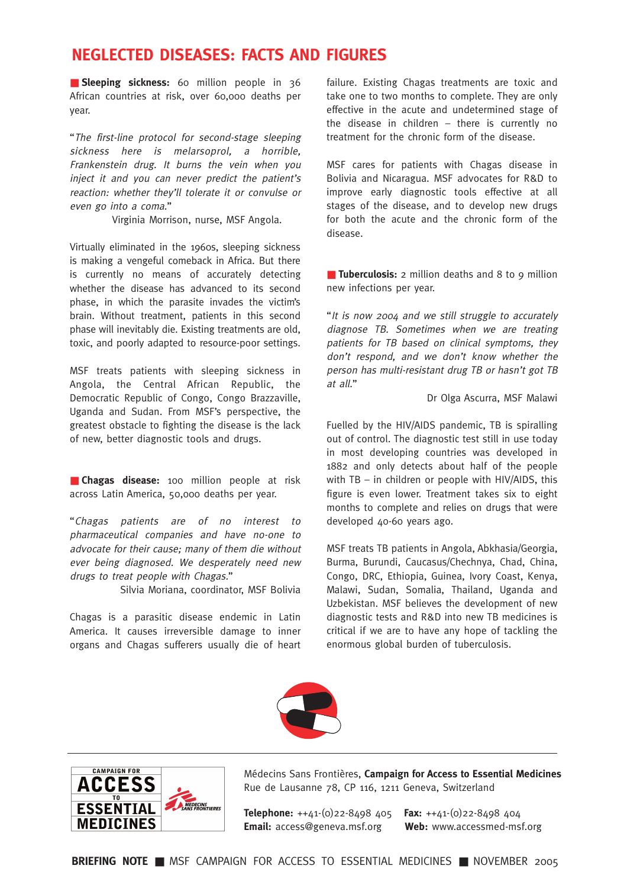# NEGLECTED DISEASES: FACTS AND FIGURES

**Sleeping sickness:** 60 million people in 36 African countries at risk, over 60,000 deaths per year.

"*The first-line protocol for second-stage sleeping sickness here is melarsoprol, a horrible, Frankenstein drug. It burns the vein when you inject it and you can never predict the patient's reaction: whether they'll tolerate it or convulse or even go into a coma.*"

Virginia Morrison, nurse, MSF Angola.

Virtually eliminated in the 1960s, sleeping sickness is making a vengeful comeback in Africa. But there is currently no means of accurately detecting whether the disease has advanced to its second phase, in which the parasite invades the victim's brain. Without treatment, patients in this second phase will inevitably die. Existing treatments are old, toxic, and poorly adapted to resource-poor settings.

MSF treats patients with sleeping sickness in Angola, the Central African Republic, the Democratic Republic of Congo, Congo Brazzaville, Uganda and Sudan. From MSF's perspective, the greatest obstacle to fighting the disease is the lack of new, better diagnostic tools and drugs.

**Chagas disease:** 100 million people at risk across Latin America, 50,000 deaths per year.

"*Chagas patients are of no interest to pharmaceutical companies and have no-one to advocate for their cause; many of them die without ever being diagnosed. We desperately need new drugs to treat people with Chagas.*"

Silvia Moriana, coordinator, MSF Bolivia

Chagas is a parasitic disease endemic in Latin America. It causes irreversible damage to inner organs and Chagas sufferers usually die of heart failure. Existing Chagas treatments are toxic and take one to two months to complete. They are only effective in the acute and undetermined stage of the disease in children – there is currently no treatment for the chronic form of the disease.

MSF cares for patients with Chagas disease in Bolivia and Nicaragua. MSF advocates for R&D to improve early diagnostic tools effective at all stages of the disease, and to develop new drugs for both the acute and the chronic form of the disease.

**Tuberculosis:** 2 million deaths and 8 to 9 million new infections per year.

"*It is now 2004 and we still struggle to accurately diagnose TB. Sometimes when we are treating patients for TB based on clinical symptoms, they don't respond, and we don't know whether the person has multi-resistant drug TB or hasn't got TB at all.*"

Dr Olga Ascurra, MSF Malawi

Fuelled by the HIV/AIDS pandemic, TB is spiralling out of control. The diagnostic test still in use today in most developing countries was developed in 1882 and only detects about half of the people with TB – in children or people with HIV/AIDS, this figure is even lower. Treatment takes six to eight months to complete and relies on drugs that were developed 40-60 years ago.

MSF treats TB patients in Angola, Abkhasia/Georgia, Burma, Burundi, Caucasus/Chechnya, Chad, China, Congo, DRC, Ethiopia, Guinea, Ivory Coast, Kenya, Malawi, Sudan, Somalia, Thailand, Uganda and Uzbekistan. MSF believes the development of new diagnostic tests and R&D into new TB medicines is critical if we are to have any hope of tackling the enormous global burden of tuberculosis.

CAMPAIGN FOR ACCESS TO ESSENTIAL MEDICINES

MÉDECINS SANS FRONTIÈRES

Médecins Sans Frontières, **Campaign for Access to Essential Medicines**
Rue de Lausanne 78, CP 116, 1211 Geneva, Switzerland

**Telephone:** ++41-(0)22-8498 405 **Fax:** ++41-(0)22-8498 404
**Email:** access@geneva.msf.org **Web:** www.accessmed-msf.org

**BRIEFING NOTE** ■ MSF CAMPAIGN FOR ACCESS TO ESSENTIAL MEDICINES ■ NOVEMBER 2005